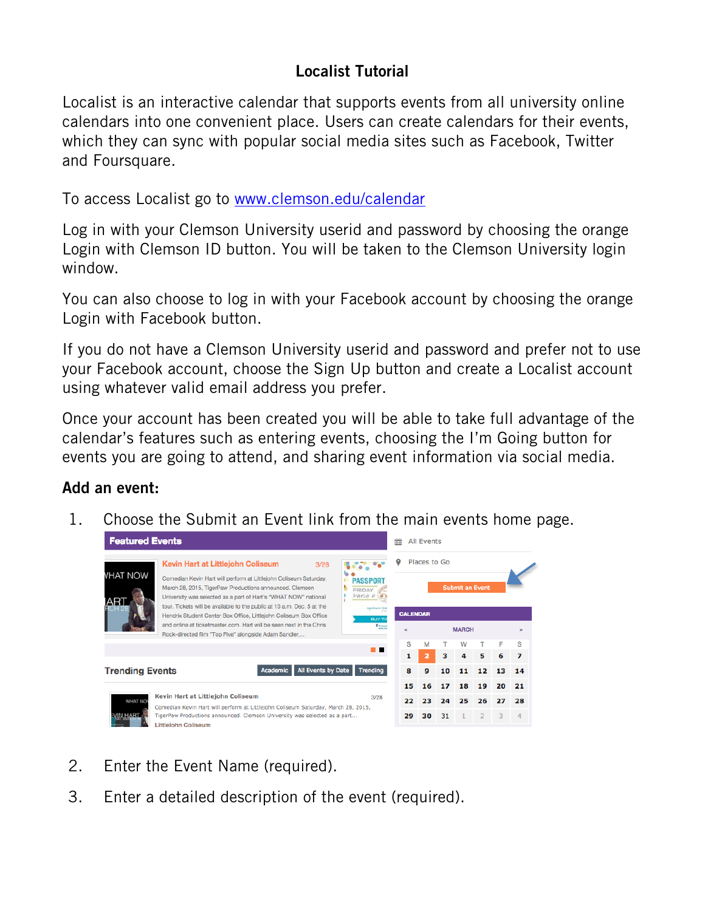# Localist Tutorial

Localist is an interactive calendar that supports events from all university online calendars into one convenient place. Users can create calendars for their events, which they can sync with popular social media sites such as Facebook, Twitter and Foursquare.

To access Localist go to [www.clemson.edu/calendar](http://www.clemson.edu/calendar)

Log in with your Clemson University userid and password by choosing the orange Login with Clemson ID button. You will be taken to the Clemson University login window.

You can also choose to log in with your Facebook account by choosing the orange Login with Facebook button.

If you do not have a Clemson University userid and password and prefer not to use your Facebook account, choose the Sign Up button and create a Localist account using whatever valid email address you prefer.

Once your account has been created you will be able to take full advantage of the calendar's features such as entering events, choosing the I'm Going button for events you are going to attend, and sharing event information via social media.

**Add an event:**

1. Choose the Submit an Event link from the main events home page.

2. Enter the Event Name (required).
3. Enter a detailed description of the event (required).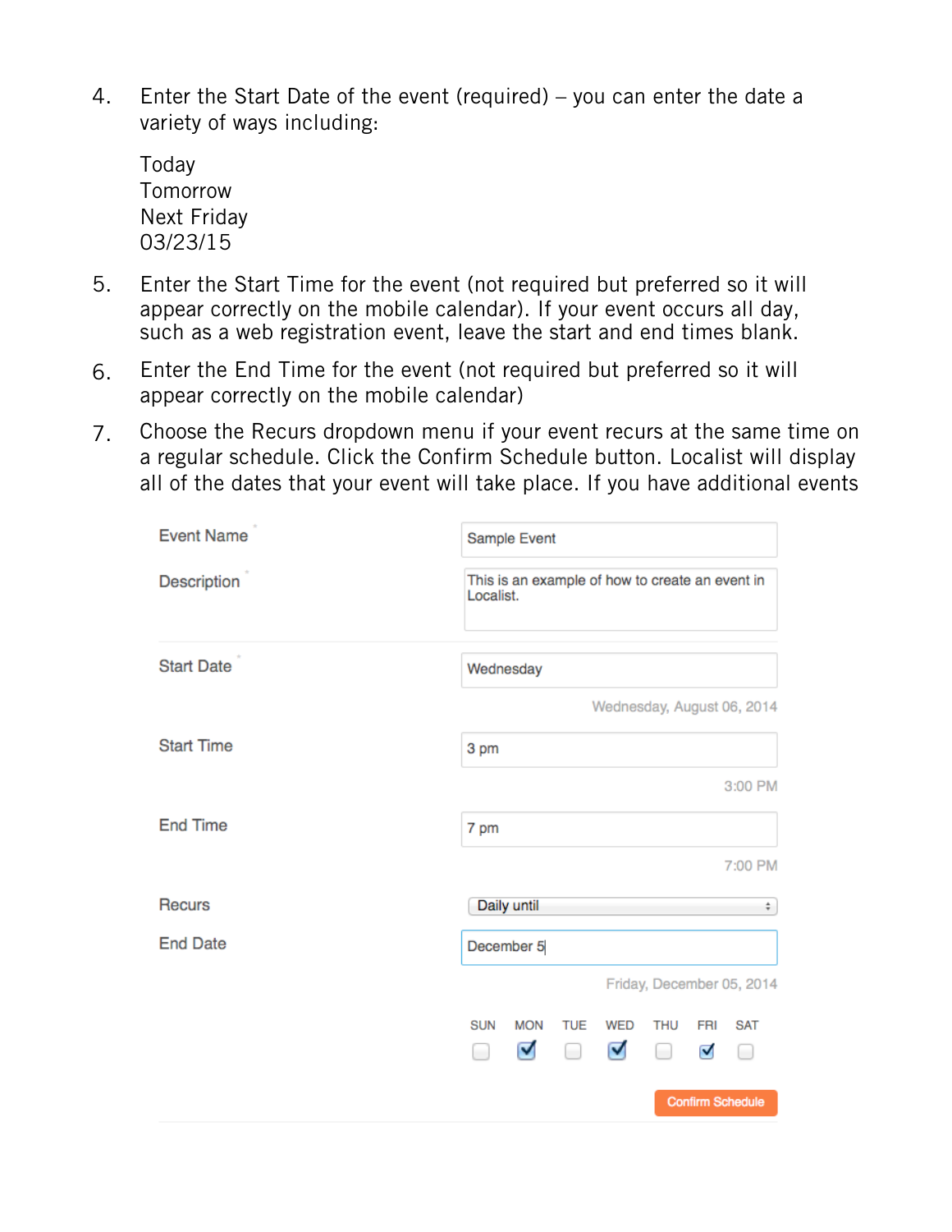4. Enter the Start Date of the event (required) – you can enter the date a variety of ways including:

   Today
   Tomorrow
   Next Friday
   03/23/15

5. Enter the Start Time for the event (not required but preferred so it will appear correctly on the mobile calendar). If your event occurs all day, such as a web registration event, leave the start and end times blank.

6. Enter the End Time for the event (not required but preferred so it will appear correctly on the mobile calendar)

7. Choose the Recurs dropdown menu if your event recurs at the same time on a regular schedule. Click the Confirm Schedule button. Localist will display all of the dates that your event will take place. If you have additional events

| Field | Value |
|---|---|
| Event Name | Sample Event |
| Description | This is an example of how to create an event in Localist. |
| Start Date | Wednesday<br>Wednesday, August 06, 2014 |
| Start Time | 3 pm<br>3:00 PM |
| End Time | 7 pm<br>7:00 PM |
| Recurs | Daily until |
| End Date | December 5<br>Friday, December 05, 2014 |

| SUN | MON | TUE | WED | THU | FRI | SAT |
|---|---|---|---|---|---|---|
| ☐ | ☑ | ☐ | ☑ | ☐ | ☑ | ☐ |

Confirm Schedule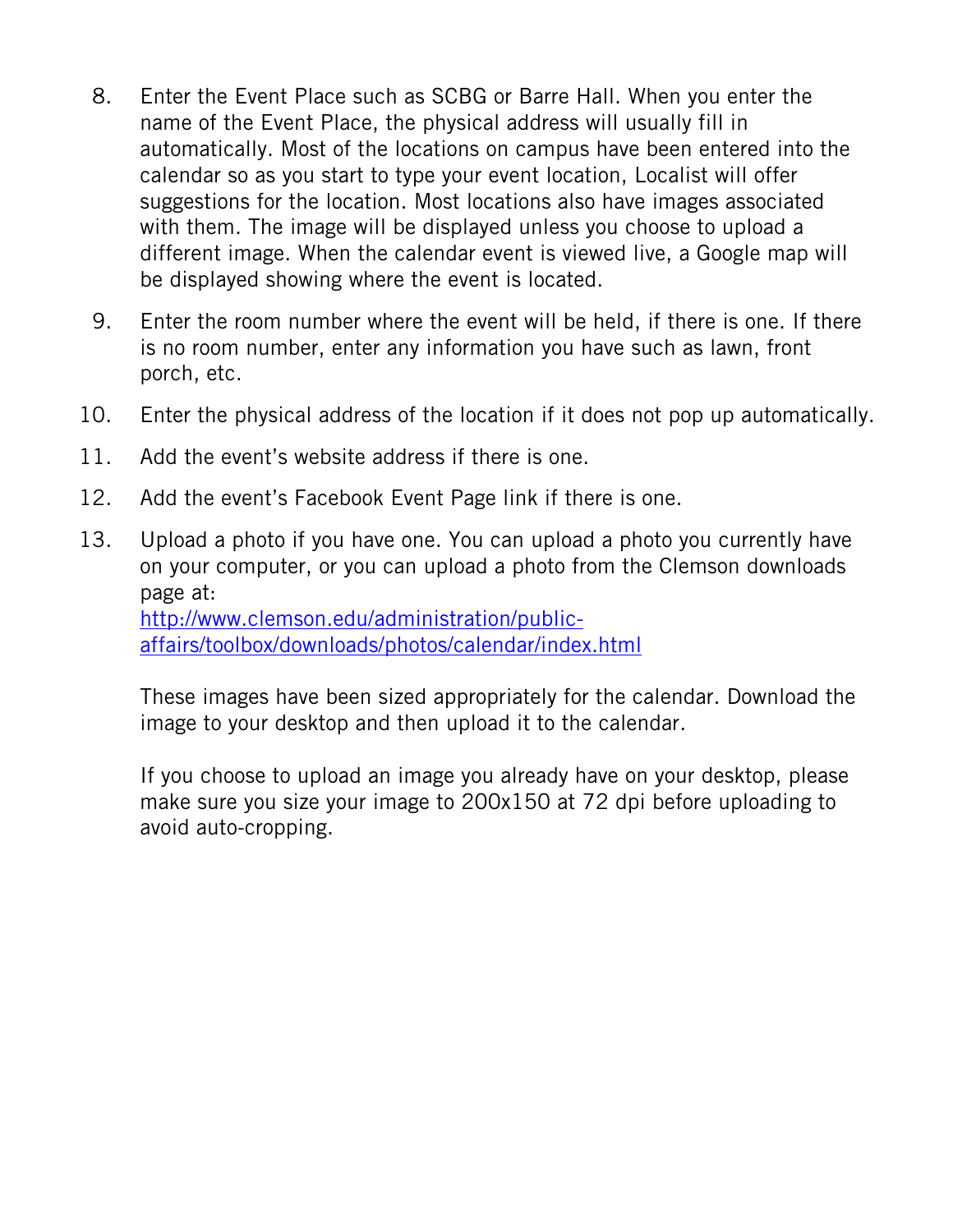8. Enter the Event Place such as SCBG or Barre Hall. When you enter the name of the Event Place, the physical address will usually fill in automatically. Most of the locations on campus have been entered into the calendar so as you start to type your event location, Localist will offer suggestions for the location. Most locations also have images associated with them. The image will be displayed unless you choose to upload a different image. When the calendar event is viewed live, a Google map will be displayed showing where the event is located.

9. Enter the room number where the event will be held, if there is one. If there is no room number, enter any information you have such as lawn, front porch, etc.

10. Enter the physical address of the location if it does not pop up automatically.

11. Add the event's website address if there is one.

12. Add the event's Facebook Event Page link if there is one.

13. Upload a photo if you have one. You can upload a photo you currently have on your computer, or you can upload a photo from the Clemson downloads page at: [http://www.clemson.edu/administration/public-affairs/toolbox/downloads/photos/calendar/index.html](http://www.clemson.edu/administration/public-affairs/toolbox/downloads/photos/calendar/index.html)

    These images have been sized appropriately for the calendar. Download the image to your desktop and then upload it to the calendar.

    If you choose to upload an image you already have on your desktop, please make sure you size your image to 200x150 at 72 dpi before uploading to avoid auto-cropping.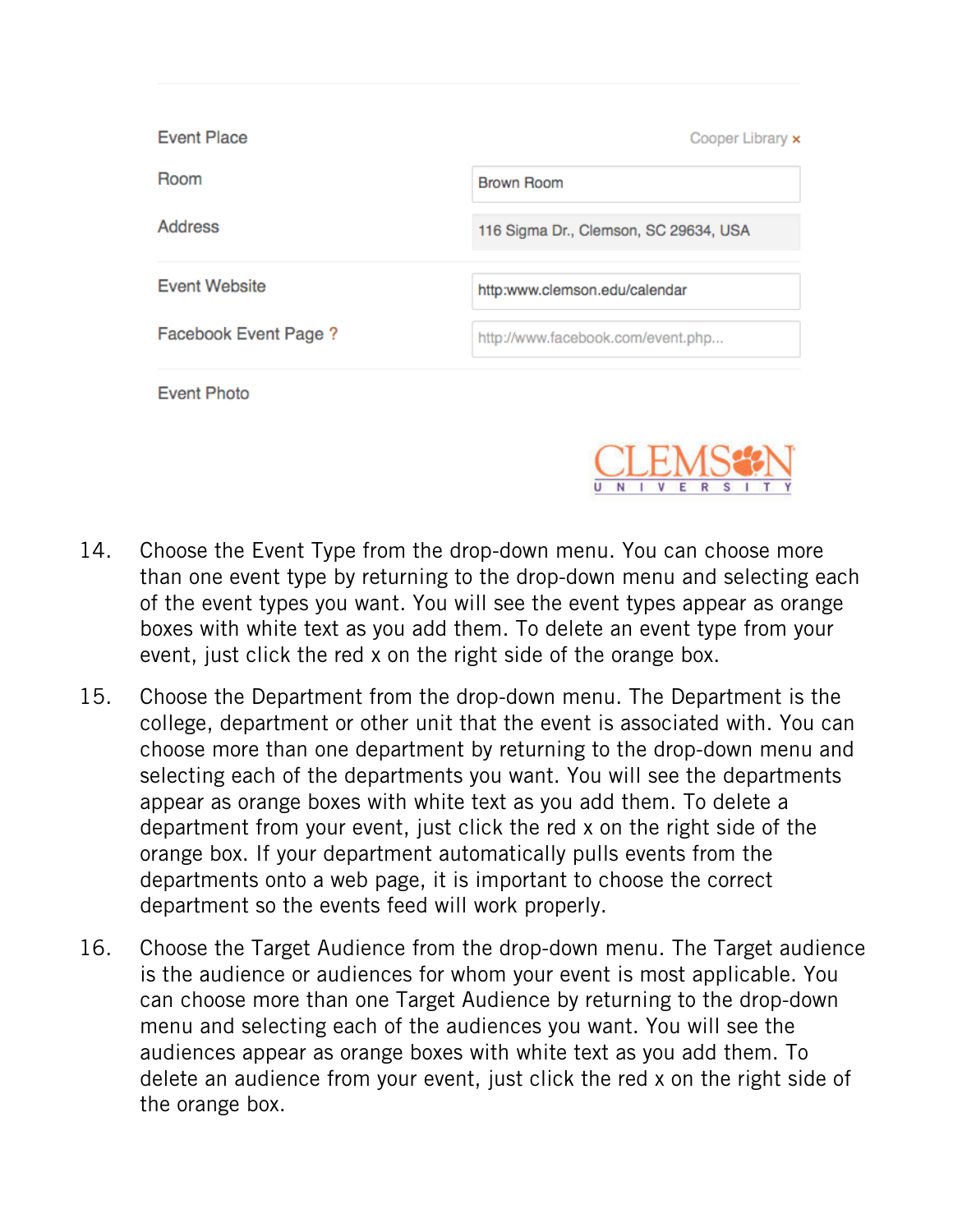| | |
|---|---|
| Event Place | Cooper Library × |
| Room | Brown Room |
| Address | 116 Sigma Dr., Clemson, SC 29634, USA |
| Event Website | http:www.clemson.edu/calendar |
| Facebook Event Page ? | http://www.facebook.com/event.php... |
| Event Photo | |

14. Choose the Event Type from the drop-down menu. You can choose more than one event type by returning to the drop-down menu and selecting each of the event types you want. You will see the event types appear as orange boxes with white text as you add them. To delete an event type from your event, just click the red x on the right side of the orange box.

15. Choose the Department from the drop-down menu. The Department is the college, department or other unit that the event is associated with. You can choose more than one department by returning to the drop-down menu and selecting each of the departments you want. You will see the departments appear as orange boxes with white text as you add them. To delete a department from your event, just click the red x on the right side of the orange box. If your department automatically pulls events from the departments onto a web page, it is important to choose the correct department so the events feed will work properly.

16. Choose the Target Audience from the drop-down menu. The Target audience is the audience or audiences for whom your event is most applicable. You can choose more than one Target Audience by returning to the drop-down menu and selecting each of the audiences you want. You will see the audiences appear as orange boxes with white text as you add them. To delete an audience from your event, just click the red x on the right side of the orange box.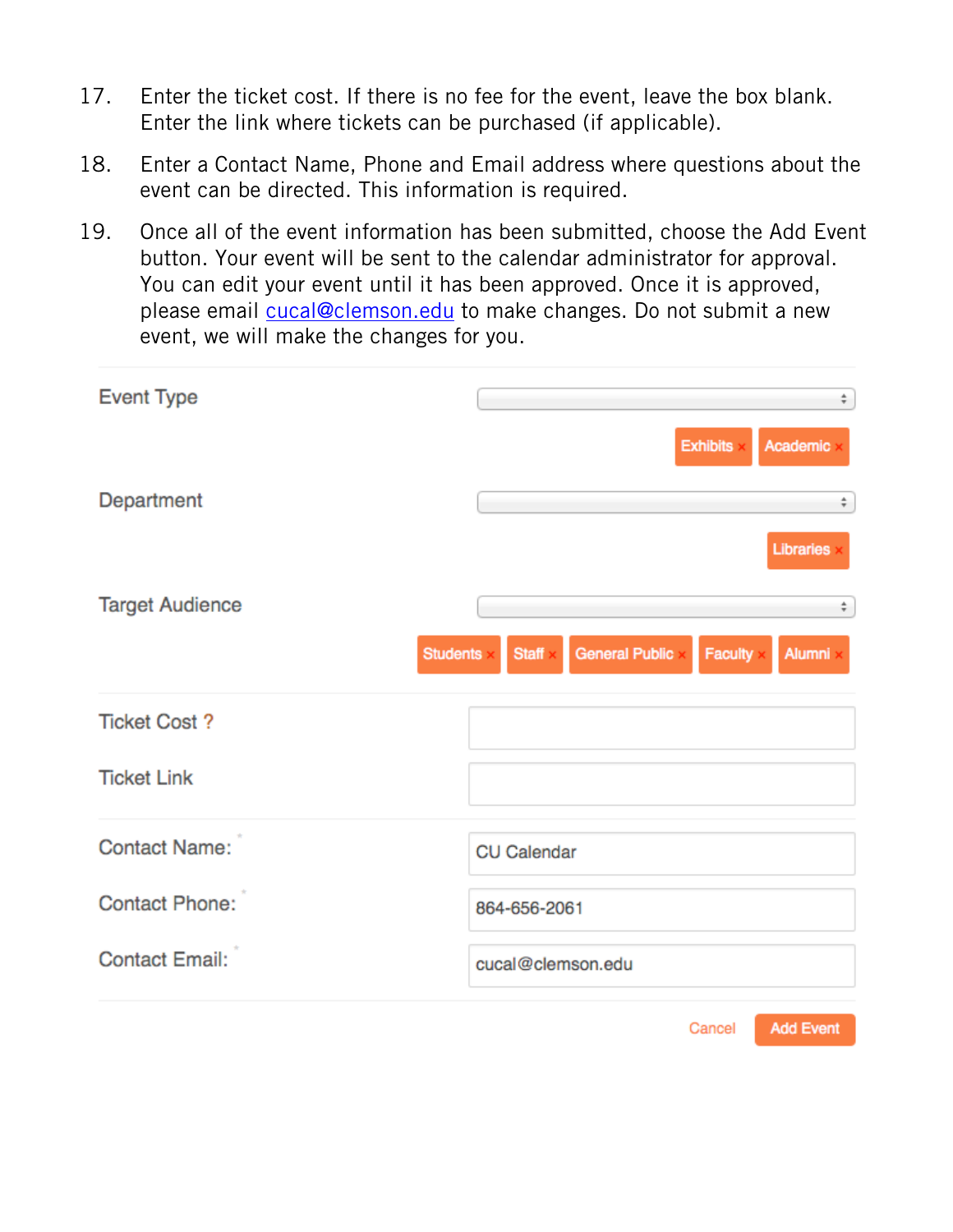17. Enter the ticket cost. If there is no fee for the event, leave the box blank. Enter the link where tickets can be purchased (if applicable).

18. Enter a Contact Name, Phone and Email address where questions about the event can be directed. This information is required.

19. Once all of the event information has been submitted, choose the Add Event button. Your event will be sent to the calendar administrator for approval. You can edit your event until it has been approved. Once it is approved, please email cucal@clemson.edu to make changes. Do not submit a new event, we will make the changes for you.

Event Type

Exhibits × Academic ×

Department

Libraries ×

Target Audience

Students × Staff × General Public × Faculty × Alumni ×

Ticket Cost ?

Ticket Link

Contact Name: CU Calendar

Contact Phone: 864-656-2061

Contact Email: cucal@clemson.edu

Cancel Add Event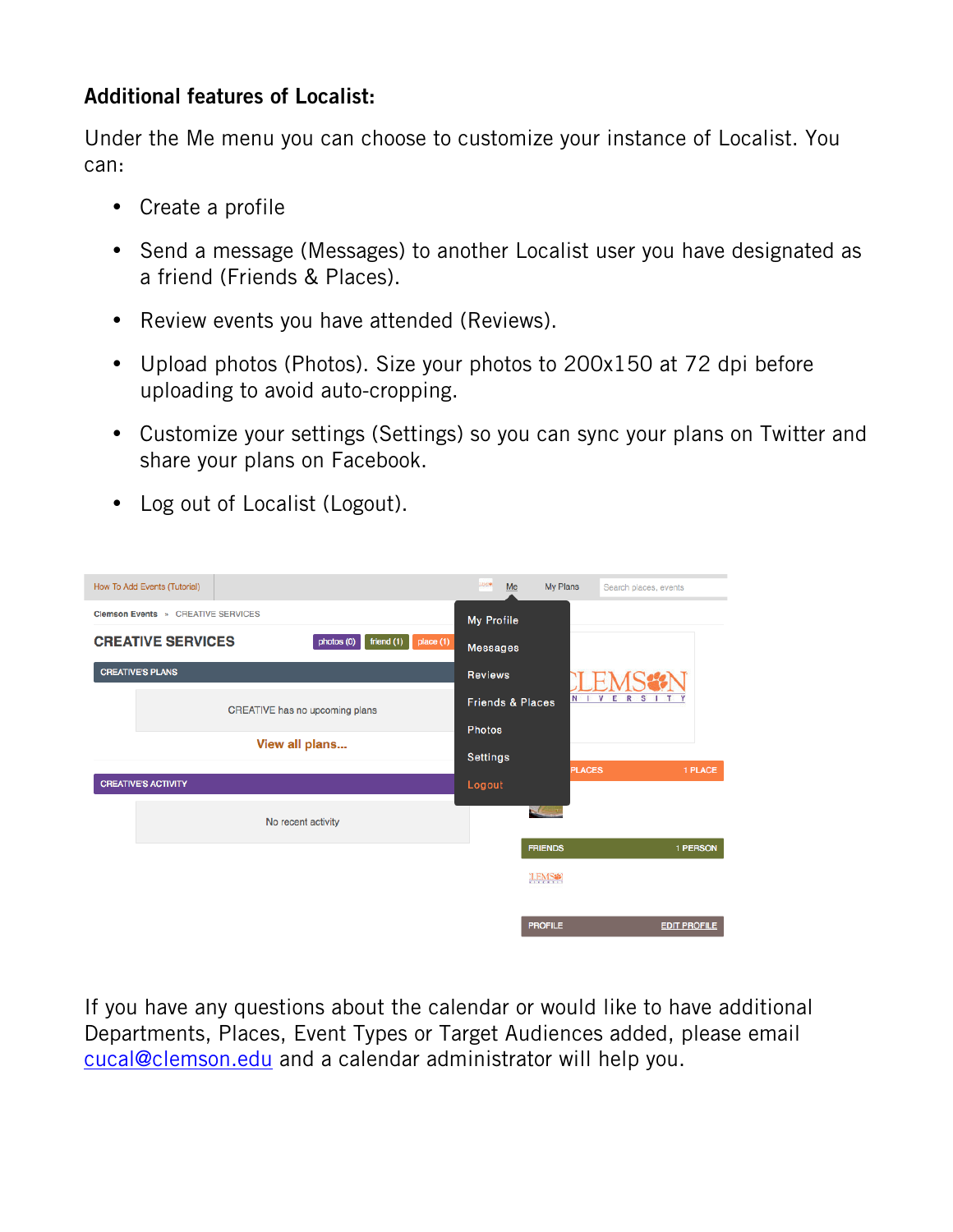**Additional features of Localist:**

Under the Me menu you can choose to customize your instance of Localist. You can:

- Create a profile
- Send a message (Messages) to another Localist user you have designated as a friend (Friends & Places).
- Review events you have attended (Reviews).
- Upload photos (Photos). Size your photos to 200x150 at 72 dpi before uploading to avoid auto-cropping.
- Customize your settings (Settings) so you can sync your plans on Twitter and share your plans on Facebook.
- Log out of Localist (Logout).

If you have any questions about the calendar or would like to have additional Departments, Places, Event Types or Target Audiences added, please email cucal@clemson.edu and a calendar administrator will help you.